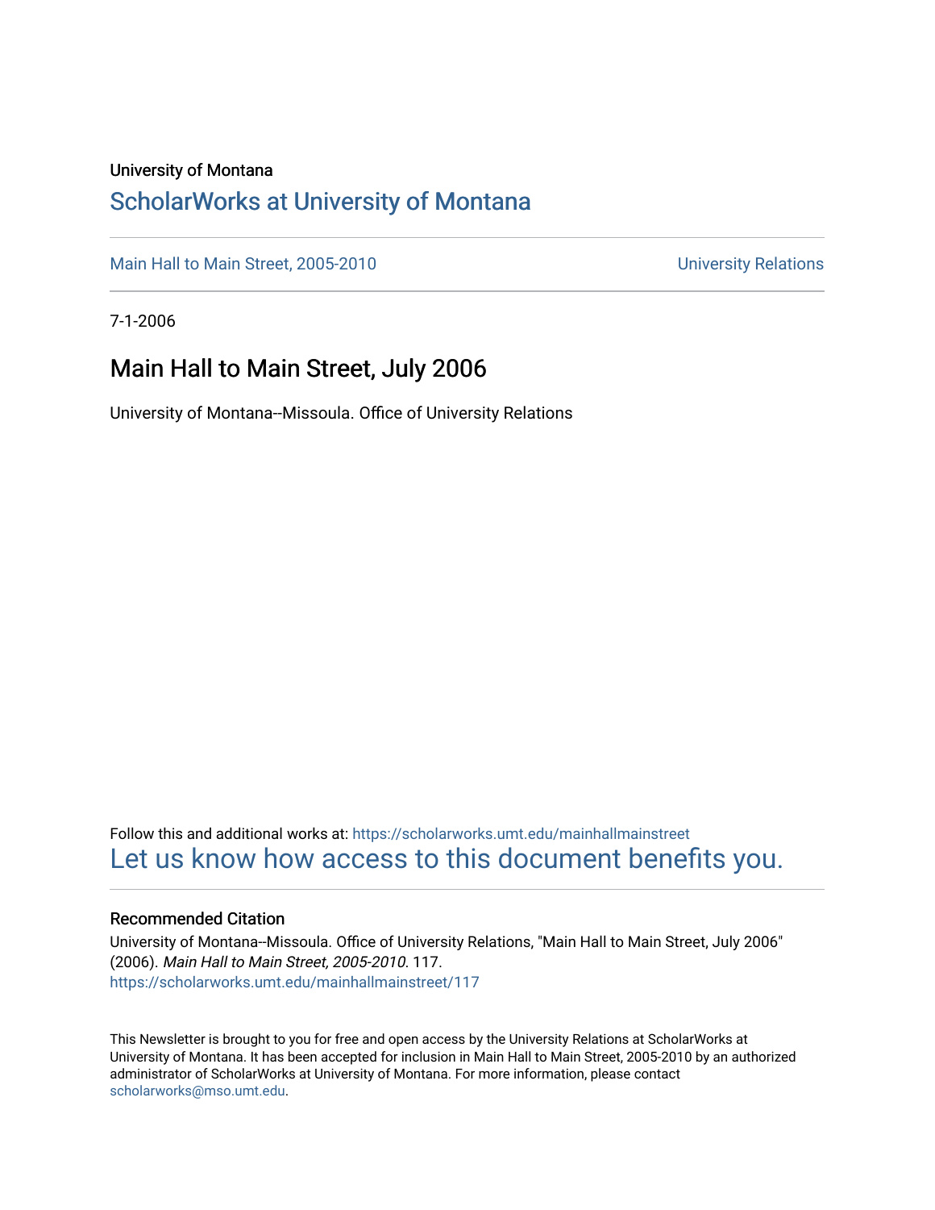University of Montana

# ScholarWorks at University of Montana

Main Hall to Main Street, 2005-2010 University Relations

7-1-2006

## Main Hall to Main Street, July 2006

University of Montana--Missoula. Office of University Relations

Follow this and additional works at: https://scholarworks.umt.edu/mainhallmainstreet

Let us know how access to this document benefits you.

### Recommended Citation

University of Montana--Missoula. Office of University Relations, "Main Hall to Main Street, July 2006" (2006). *Main Hall to Main Street, 2005-2010*. 117.
https://scholarworks.umt.edu/mainhallmainstreet/117

This Newsletter is brought to you for free and open access by the University Relations at ScholarWorks at University of Montana. It has been accepted for inclusion in Main Hall to Main Street, 2005-2010 by an authorized administrator of ScholarWorks at University of Montana. For more information, please contact scholarworks@mso.umt.edu.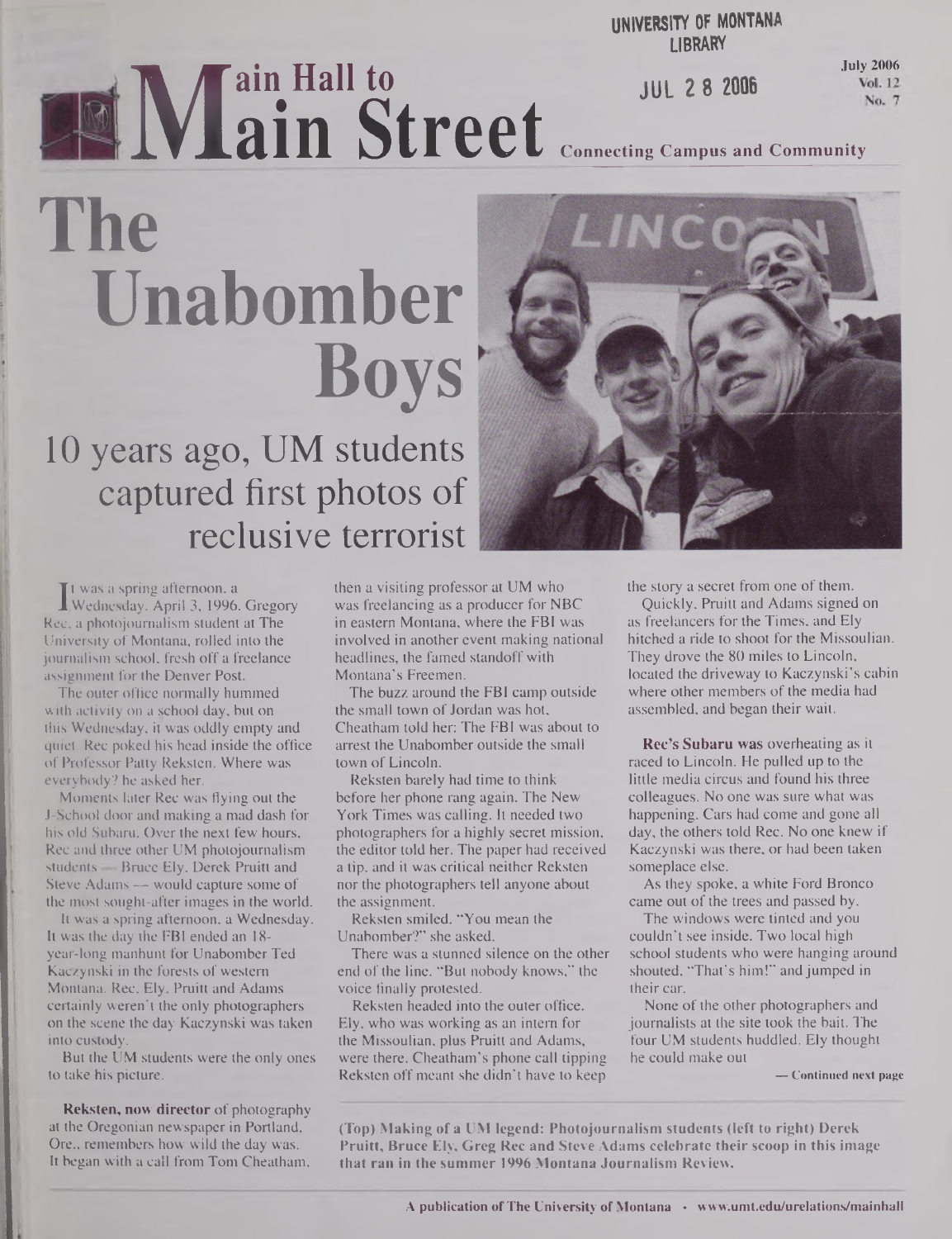UNIVERSITY OF MONTANA LIBRARY

JUL 28 2006

# Main Hall to Main Street

Connecting Campus and Community

July 2006 Vol. 12 No. 7

# The Unabomber Boys

## 10 years ago, UM students captured first photos of reclusive terrorist

It was a spring afternoon, a Wednesday, April 3, 1996. Gregory Rec, a photojournalism student at The University of Montana, rolled into the journalism school, fresh off a freelance assignment for the Denver Post.

The outer office normally hummed with activity on a school day, but on this Wednesday, it was oddly empty and quiet. Rec poked his head inside the office of Professor Patty Reksten. Where was everybody? he asked her.

Moments later Rec was flying out the J-School door and making a mad dash for his old Subaru. Over the next few hours, Rec and three other UM photojournalism students — Bruce Ely, Derek Pruitt and Steve Adams — would capture some of the most sought-after images in the world.

It was a spring afternoon, a Wednesday. It was the day the FBI ended an 18-year-long manhunt for Unabomber Ted Kaczynski in the forests of western Montana. Rec, Ely, Pruitt and Adams certainly weren't the only photographers on the scene the day Kaczynski was taken into custody.

But the UM students were the only ones to take his picture.

**Reksten, now director** of photography at the Oregonian newspaper in Portland, Ore., remembers how wild the day was. It began with a call from Tom Cheatham, then a visiting professor at UM who was freelancing as a producer for NBC in eastern Montana, where the FBI was involved in another event making national headlines, the famed standoff with Montana's Freemen.

The buzz around the FBI camp outside the small town of Jordan was hot, Cheatham told her: The FBI was about to arrest the Unabomber outside the small town of Lincoln.

Reksten barely had time to think before her phone rang again. The New York Times was calling. It needed two photographers for a highly secret mission, the editor told her. The paper had received a tip, and it was critical neither Reksten nor the photographers tell anyone about the assignment.

Reksten smiled. "You mean the Unabomber?" she asked.

There was a stunned silence on the other end of the line. "But nobody knows," the voice finally protested.

Reksten headed into the outer office. Ely, who was working as an intern for the Missoulian, plus Pruitt and Adams, were there. Cheatham's phone call tipping Reksten off meant she didn't have to keep the story a secret from one of them.

Quickly, Pruitt and Adams signed on as freelancers for the Times, and Ely hitched a ride to shoot for the Missoulian. They drove the 80 miles to Lincoln, located the driveway to Kaczynski's cabin where other members of the media had assembled, and began their wait.

**Rec's Subaru was** overheating as it raced to Lincoln. He pulled up to the little media circus and found his three colleagues. No one was sure what was happening. Cars had come and gone all day, the others told Rec. No one knew if Kaczynski was there, or had been taken someplace else.

As they spoke, a white Ford Bronco came out of the trees and passed by.

The windows were tinted and you couldn't see inside. Two local high school students who were hanging around shouted, "That's him!" and jumped in their car.

None of the other photographers and journalists at the site took the bait. The four UM students huddled. Ely thought he could make out

— Continued next page

(Top) Making of a UM legend: Photojournalism students (left to right) Derek Pruitt, Bruce Ely, Greg Rec and Steve Adams celebrate their scoop in this image that ran in the summer 1996 Montana Journalism Review.

A publication of The University of Montana • www.umt.edu/urelations/mainhall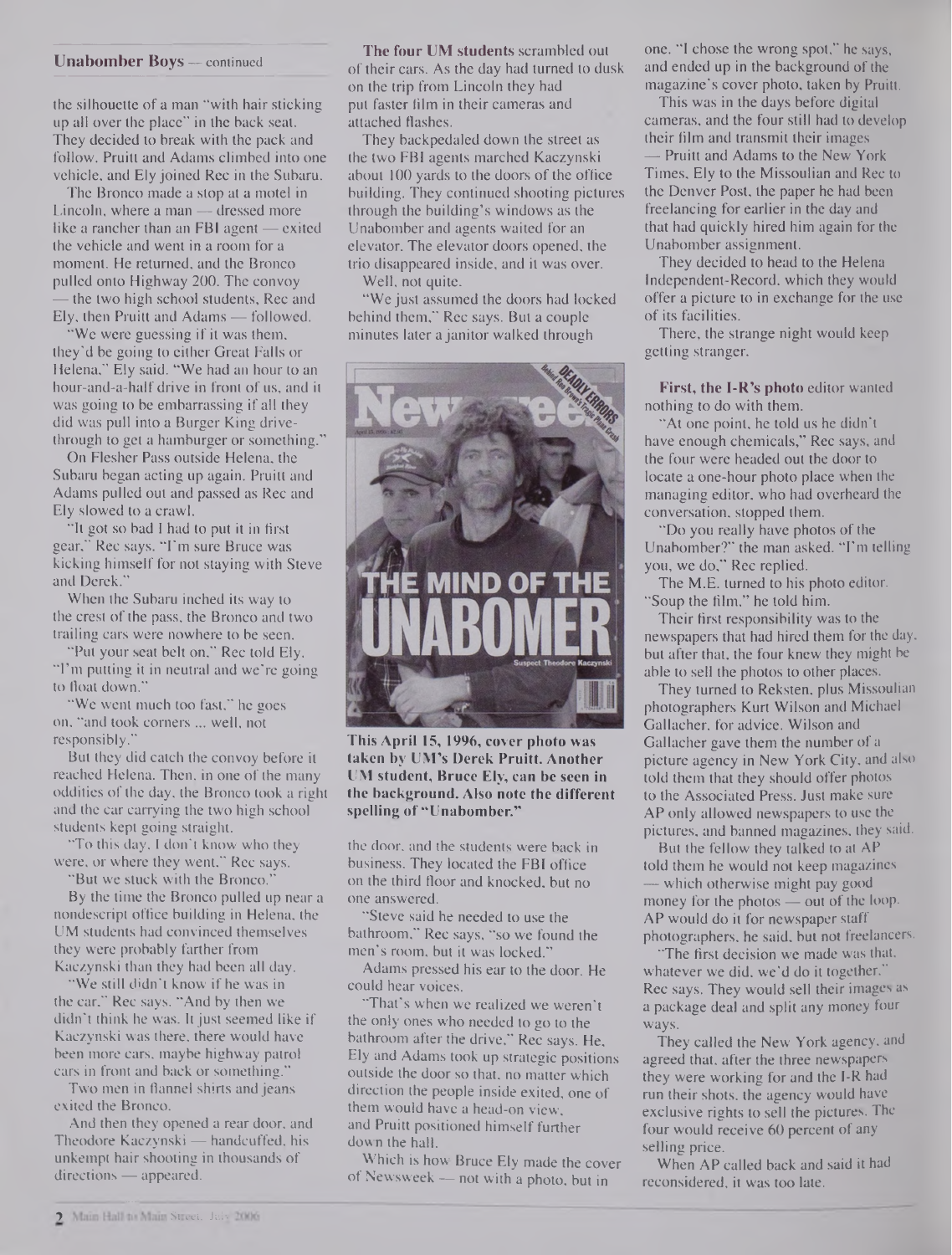**Unabomber Boys** — continued

the silhouette of a man "with hair sticking up all over the place" in the back seat. They decided to break with the pack and follow. Pruitt and Adams climbed into one vehicle, and Ely joined Rec in the Subaru.

The Bronco made a stop at a motel in Lincoln, where a man — dressed more like a rancher than an FBI agent — exited the vehicle and went in a room for a moment. He returned, and the Bronco pulled onto Highway 200. The convoy — the two high school students, Rec and Ely, then Pruitt and Adams — followed.

"We were guessing if it was them, they'd be going to either Great Falls or Helena," Ely said. "We had an hour to an hour-and-a-half drive in front of us, and it was going to be embarrassing if all they did was pull into a Burger King drive-through to get a hamburger or something."

On Flesher Pass outside Helena, the Subaru began acting up again. Pruitt and Adams pulled out and passed as Rec and Ely slowed to a crawl.

"It got so bad I had to put it in first gear," Rec says. "I'm sure Bruce was kicking himself for not staying with Steve and Derek."

When the Subaru inched its way to the crest of the pass, the Bronco and two trailing cars were nowhere to be seen.

"Put your seat belt on," Rec told Ely. "I'm putting it in neutral and we're going to float down."

"We went much too fast," he goes on, "and took corners ... well, not responsibly."

But they did catch the convoy before it reached Helena. Then, in one of the many oddities of the day, the Bronco took a right and the car carrying the two high school students kept going straight.

"To this day, I don't know who they were, or where they went," Rec says. "But we stuck with the Bronco."

By the time the Bronco pulled up near a nondescript office building in Helena, the UM students had convinced themselves they were probably farther from Kaczynski than they had been all day.

"We still didn't know if he was in the car," Rec says. "And by then we didn't think he was. It just seemed like if Kaczynski was there, there would have been more cars, maybe highway patrol cars in front and back or something."

Two men in flannel shirts and jeans exited the Bronco.

And then they opened a rear door, and Theodore Kaczynski — handcuffed, his unkempt hair shooting in thousands of directions — appeared.

**The four UM students** scrambled out of their cars. As the day had turned to dusk on the trip from Lincoln they had put faster film in their cameras and attached flashes.

They backpedaled down the street as the two FBI agents marched Kaczynski about 100 yards to the doors of the office building. They continued shooting pictures through the building's windows as the Unabomber and agents waited for an elevator. The elevator doors opened, the trio disappeared inside, and it was over.

Well, not quite.

"We just assumed the doors had locked behind them," Rec says. But a couple minutes later a janitor walked through the door, and the students were back in business. They located the FBI office on the third floor and knocked, but no one answered.

"Steve said he needed to use the bathroom," Rec says, "so we found the men's room, but it was locked."

Adams pressed his ear to the door. He could hear voices.

"That's when we realized we weren't the only ones who needed to go to the bathroom after the drive," Rec says. He, Ely and Adams took up strategic positions outside the door so that, no matter which direction the people inside exited, one of them would have a head-on view, and Pruitt positioned himself further down the hall.

Which is how Bruce Ely made the cover of Newsweek — not with a photo, but in one. "I chose the wrong spot," he says, and ended up in the background of the magazine's cover photo, taken by Pruitt.

**This April 15, 1996, cover photo was taken by UM's Derek Pruitt. Another UM student, Bruce Ely, can be seen in the background. Also note the different spelling of "Unabomber."**

This was in the days before digital cameras, and the four still had to develop their film and transmit their images — Pruitt and Adams to the New York Times, Ely to the Missoulian and Rec to the Denver Post, the paper he had been freelancing for earlier in the day and that had quickly hired him again for the Unabomber assignment.

They decided to head to the Helena Independent-Record, which they would offer a picture to in exchange for the use of its facilities.

There, the strange night would keep getting stranger.

**First, the I-R's photo** editor wanted nothing to do with them.

"At one point, he told us he didn't have enough chemicals," Rec says, and the four were headed out the door to locate a one-hour photo place when the managing editor, who had overheard the conversation, stopped them.

"Do you really have photos of the Unabomber?" the man asked. "I'm telling you, we do," Rec replied.

The M.E. turned to his photo editor. "Soup the film," he told him.

Their first responsibility was to the newspapers that had hired them for the day, but after that, the four knew they might be able to sell the photos to other places.

They turned to Reksten, plus Missoulian photographers Kurt Wilson and Michael Gallacher, for advice. Wilson and Gallacher gave them the number of a picture agency in New York City, and also told them that they should offer photos to the Associated Press. Just make sure AP only allowed newspapers to use the pictures, and banned magazines, they said.

But the fellow they talked to at AP told them he would not keep magazines — which otherwise might pay good money for the photos — out of the loop. AP would do it for newspaper staff photographers, he said, but not freelancers.

"The first decision we made was that, whatever we did, we'd do it together," Rec says. They would sell their images as a package deal and split any money four ways.

They called the New York agency, and agreed that, after the three newspapers they were working for and the I-R had run their shots, the agency would have exclusive rights to sell the pictures. The four would receive 60 percent of any selling price.

When AP called back and said it had reconsidered, it was too late.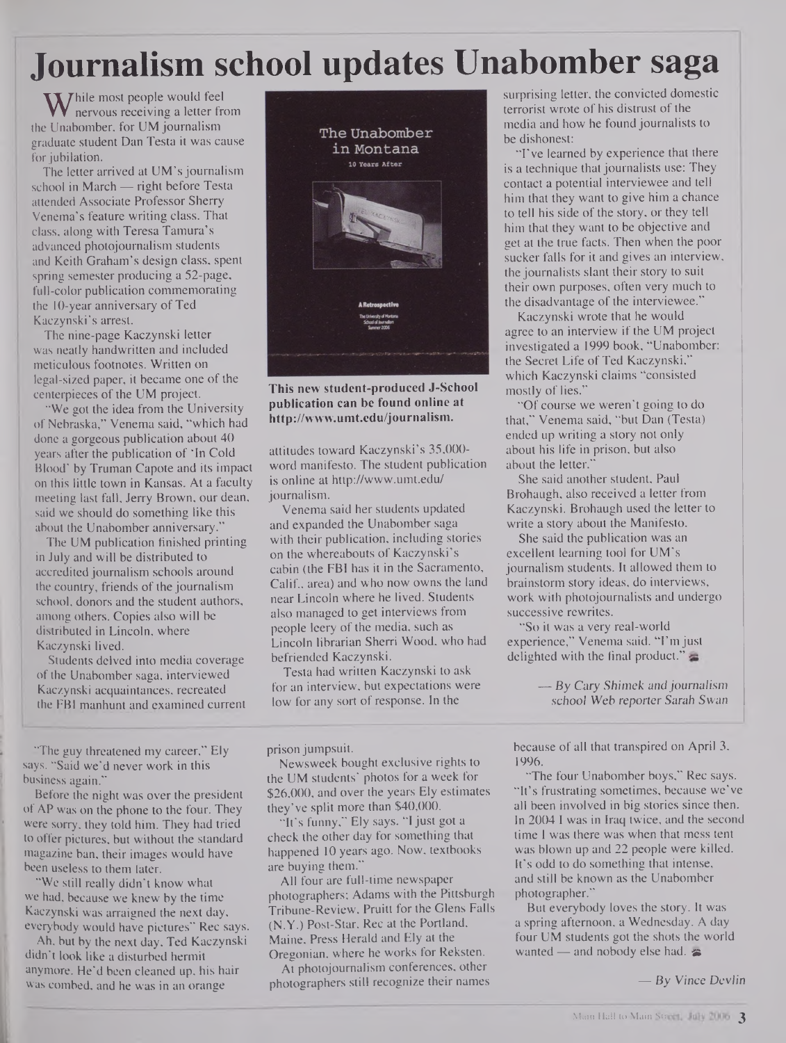# Journalism school updates Unabomber saga

While most people would feel nervous receiving a letter from the Unabomber, for UM journalism graduate student Dan Testa it was cause for jubilation.

The letter arrived at UM's journalism school in March — right before Testa attended Associate Professor Sherry Venema's feature writing class. That class, along with Teresa Tamura's advanced photojournalism students and Keith Graham's design class, spent spring semester producing a 52-page, full-color publication commemorating the 10-year anniversary of Ted Kaczynski's arrest.

The nine-page Kaczynski letter was neatly handwritten and included meticulous footnotes. Written on legal-sized paper, it became one of the centerpieces of the UM project.

"We got the idea from the University of Nebraska," Venema said, "which had done a gorgeous publication about 40 years after the publication of 'In Cold Blood' by Truman Capote and its impact on this little town in Kansas. At a faculty meeting last fall, Jerry Brown, our dean, said we should do something like this about the Unabomber anniversary."

The UM publication finished printing in July and will be distributed to accredited journalism schools around the country, friends of the journalism school, donors and the student authors, among others. Copies also will be distributed in Lincoln, where Kaczynski lived.

Students delved into media coverage of the Unabomber saga, interviewed Kaczynski acquaintances, recreated the FBI manhunt and examined current attitudes toward Kaczynski's 35,000-word manifesto. The student publication is online at http://www.umt.edu/journalism.

**This new student-produced J-School publication can be found online at http://www.umt.edu/journalism.**

Venema said her students updated and expanded the Unabomber saga with their publication, including stories on the whereabouts of Kaczynski's cabin (the FBI has it in the Sacramento, Calif., area) and who now owns the land near Lincoln where he lived. Students also managed to get interviews from people leery of the media, such as Lincoln librarian Sherri Wood, who had befriended Kaczynski.

Testa had written Kaczynski to ask for an interview, but expectations were low for any sort of response. In the surprising letter, the convicted domestic terrorist wrote of his distrust of the media and how he found journalists to be dishonest:

"I've learned by experience that there is a technique that journalists use: They contact a potential interviewee and tell him that they want to give him a chance to tell his side of the story, or they tell him that they want to be objective and get at the true facts. Then when the poor sucker falls for it and gives an interview, the journalists slant their story to suit their own purposes, often very much to the disadvantage of the interviewee."

Kaczynski wrote that he would agree to an interview if the UM project investigated a 1999 book, "Unabomber: the Secret Life of Ted Kaczynski," which Kaczynski claims "consisted mostly of lies."

"Of course we weren't going to do that," Venema said, "but Dan (Testa) ended up writing a story not only about his life in prison, but also about the letter."

She said another student, Paul Brohaugh, also received a letter from Kaczynski. Brohaugh used the letter to write a story about the Manifesto.

She said the publication was an excellent learning tool for UM's journalism students. It allowed them to brainstorm story ideas, do interviews, work with photojournalists and undergo successive rewrites.

"So it was a very real-world experience," Venema said. "I'm just delighted with the final product."

*— By Cary Shimek and journalism school Web reporter Sarah Swan*

---

"The guy threatened my career," Ely says. "Said we'd never work in this business again."

Before the night was over the president of AP was on the phone to the four. They were sorry, they told him. They had tried to offer pictures, but without the standard magazine ban, their images would have been useless to them later.

"We still really didn't know what we had, because we knew by the time Kaczynski was arraigned the next day, everybody would have pictures" Rec says.

Ah, but by the next day, Ted Kaczynski didn't look like a disturbed hermit anymore. He'd been cleaned up, his hair was combed, and he was in an orange prison jumpsuit.

Newsweek bought exclusive rights to the UM students' photos for a week for $26,000, and over the years Ely estimates they've split more than $40,000.

"It's funny," Ely says. "I just got a check the other day for something that happened 10 years ago. Now, textbooks are buying them."

All four are full-time newspaper photographers: Adams with the Pittsburgh Tribune-Review, Pruitt for the Glens Falls (N.Y.) Post-Star, Rec at the Portland, Maine, Press Herald and Ely at the Oregonian, where he works for Reksten.

At photojournalism conferences, other photographers still recognize their names because of all that transpired on April 3, 1996.

"The four Unabomber boys," Rec says. "It's frustrating sometimes, because we've all been involved in big stories since then. In 2004 I was in Iraq twice, and the second time I was there was when that mess tent was blown up and 22 people were killed. It's odd to do something that intense, and still be known as the Unabomber photographer."

But everybody loves the story. It was a spring afternoon, a Wednesday. A day four UM students got the shots the world wanted — and nobody else had.

*— By Vince Devlin*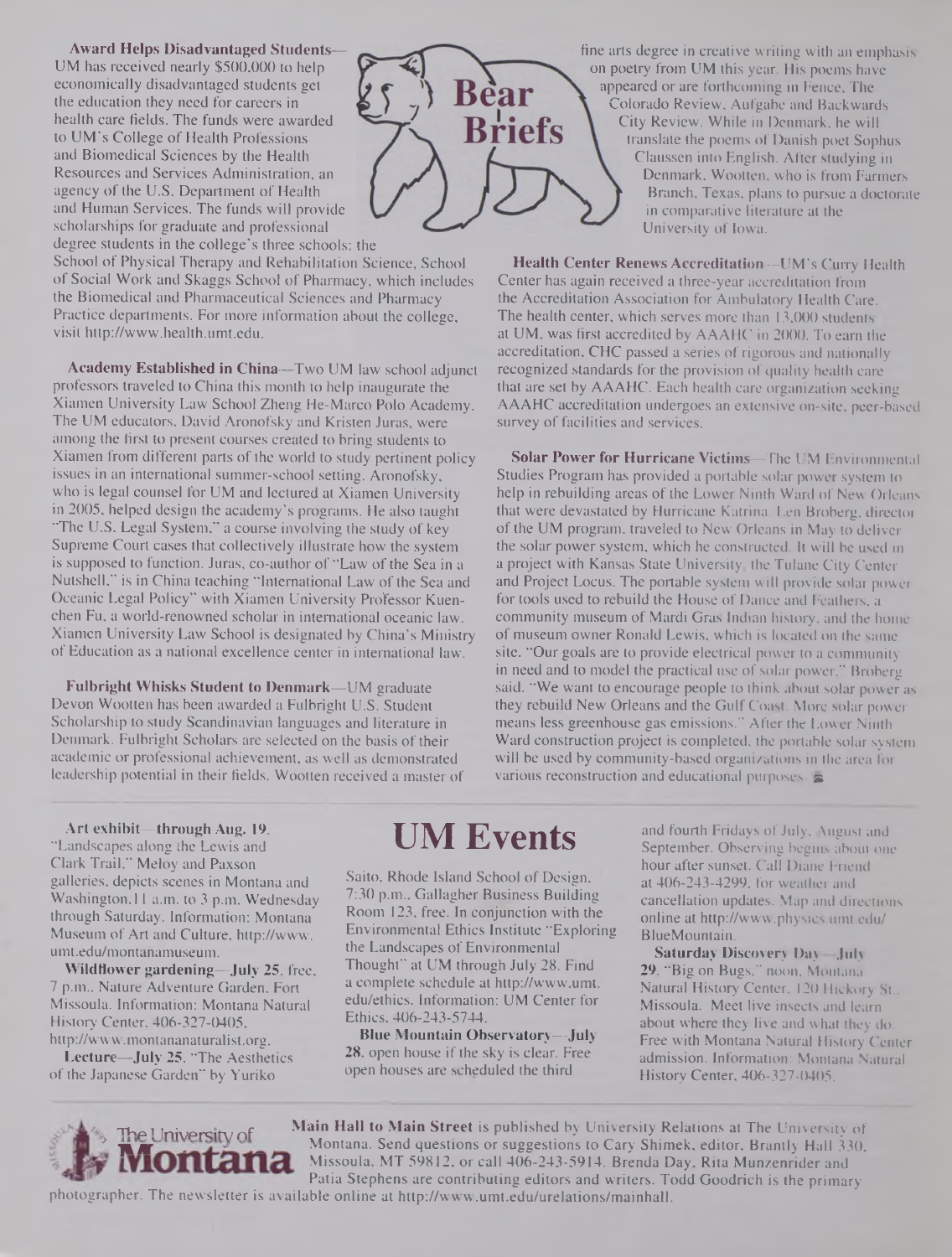# Bear Briefs

**Award Helps Disadvantaged Students**—UM has received nearly $500,000 to help economically disadvantaged students get the education they need for careers in health care fields. The funds were awarded to UM's College of Health Professions and Biomedical Sciences by the Health Resources and Services Administration, an agency of the U.S. Department of Health and Human Services. The funds will provide scholarships for graduate and professional degree students in the college's three schools: the School of Physical Therapy and Rehabilitation Science, School of Social Work and Skaggs School of Pharmacy, which includes the Biomedical and Pharmaceutical Sciences and Pharmacy Practice departments. For more information about the college, visit http://www.health.umt.edu.

**Academy Established in China**—Two UM law school adjunct professors traveled to China this month to help inaugurate the Xiamen University Law School Zheng He-Marco Polo Academy. The UM educators, David Aronofsky and Kristen Juras, were among the first to present courses created to bring students to Xiamen from different parts of the world to study pertinent policy issues in an international summer-school setting. Aronofsky, who is legal counsel for UM and lectured at Xiamen University in 2005, helped design the academy's programs. He also taught "The U.S. Legal System," a course involving the study of key Supreme Court cases that collectively illustrate how the system is supposed to function. Juras, co-author of "Law of the Sea in a Nutshell," is in China teaching "International Law of the Sea and Oceanic Legal Policy" with Xiamen University Professor Kuen-chen Fu, a world-renowned scholar in international oceanic law. Xiamen University Law School is designated by China's Ministry of Education as a national excellence center in international law.

**Fulbright Whisks Student to Denmark**—UM graduate Devon Wootten has been awarded a Fulbright U.S. Student Scholarship to study Scandinavian languages and literature in Denmark. Fulbright Scholars are selected on the basis of their academic or professional achievement, as well as demonstrated leadership potential in their fields. Wootten received a master of fine arts degree in creative writing with an emphasis on poetry from UM this year. His poems have appeared or are forthcoming in Fence, The Colorado Review, Aufgabe and Backwards City Review. While in Denmark, he will translate the poems of Danish poet Sophus Claussen into English. After studying in Denmark, Wootten, who is from Farmers Branch, Texas, plans to pursue a doctorate in comparative literature at the University of Iowa.

**Health Center Renews Accreditation**—UM's Curry Health Center has again received a three-year accreditation from the Accreditation Association for Ambulatory Health Care. The health center, which serves more than 13,000 students at UM, was first accredited by AAAHC in 2000. To earn the accreditation, CHC passed a series of rigorous and nationally recognized standards for the provision of quality health care that are set by AAAHC. Each health care organization seeking AAAHC accreditation undergoes an extensive on-site, peer-based survey of facilities and services.

**Solar Power for Hurricane Victims**—The UM Environmental Studies Program has provided a portable solar power system to help in rebuilding areas of the Lower Ninth Ward of New Orleans that were devastated by Hurricane Katrina. Len Broberg, director of the UM program, traveled to New Orleans in May to deliver the solar power system, which he constructed. It will be used in a project with Kansas State University, the Tulane City Center and Project Locus. The portable system will provide solar power for tools used to rebuild the House of Dance and Feathers, a community museum of Mardi Gras Indian history, and the home of museum owner Ronald Lewis, which is located on the same site. "Our goals are to provide electrical power to a community in need and to model the practical use of solar power," Broberg said. "We want to encourage people to think about solar power as they rebuild New Orleans and the Gulf Coast. More solar power means less greenhouse gas emissions." After the Lower Ninth Ward construction project is completed, the portable solar system will be used by community-based organizations in the area for various reconstruction and educational purposes.

# UM Events

**Art exhibit**—**through Aug. 19**, "Landscapes along the Lewis and Clark Trail," Meloy and Paxson galleries, depicts scenes in Montana and Washington. 11 a.m. to 3 p.m. Wednesday through Saturday. Information: Montana Museum of Art and Culture, http://www.umt.edu/montanamuseum.

**Wildflower gardening**—**July 25**, free, 7 p.m., Nature Adventure Garden, Fort Missoula. Information: Montana Natural History Center, 406-327-0405, http://www.montananaturalist.org.

**Lecture**—**July 25**, "The Aesthetics of the Japanese Garden" by Yuriko Saito, Rhode Island School of Design, 7:30 p.m., Gallagher Business Building Room 123, free. In conjunction with the Environmental Ethics Institute "Exploring the Landscapes of Environmental Thought" at UM through July 28. Find a complete schedule at http://www.umt.edu/ethics. Information: UM Center for Ethics, 406-243-5744.

**Blue Mountain Observatory**—**July 28**, open house if the sky is clear. Free open houses are scheduled the third and fourth Fridays of July, August and September. Observing begins about one hour after sunset. Call Diane Friend at 406-243-4299, for weather and cancellation updates. Map and directions online at http://www.physics.umt.edu/BlueMountain.

**Saturday Discovery Day**—**July 29**, "Big on Bugs," noon, Montana Natural History Center, 120 Hickory St., Missoula. Meet live insects and learn about where they live and what they do. Free with Montana Natural History Center admission. Information: Montana Natural History Center, 406-327-0405.

**Main Hall to Main Street** is published by University Relations at The University of Montana. Send questions or suggestions to Cary Shimek, editor, Brantly Hall 330, Missoula, MT 59812, or call 406-243-5914. Brenda Day, Rita Munzenrider and Patia Stephens are contributing editors and writers. Todd Goodrich is the primary photographer. The newsletter is available online at http://www.umt.edu/urelations/mainhall.